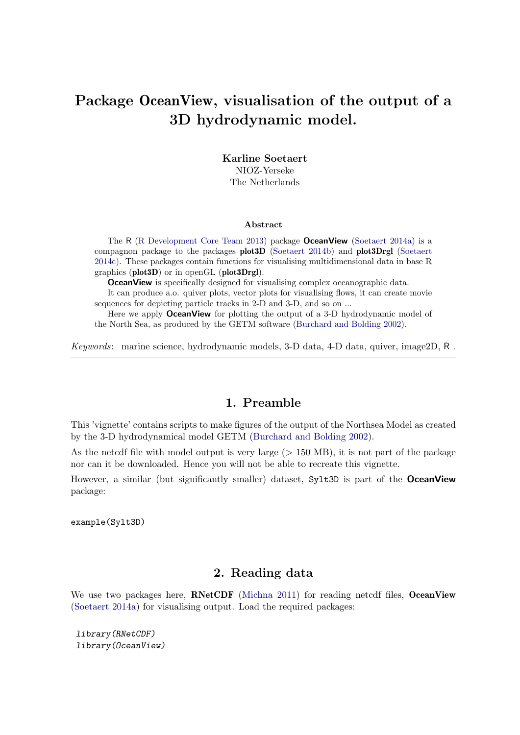# Package OceanView, visualisation of the output of a 3D hydrodynamic model.

**Karline Soetaert**
NIOZ-Yerseke
The Netherlands

### Abstract

The R (R Development Core Team 2013) package **OceanView** (Soetaert 2014a) is a compagnon package to the packages **plot3D** (Soetaert 2014b) and **plot3Drgl** (Soetaert 2014c). These packages contain functions for visualising multidimensional data in base R graphics (**plot3D**) or in openGL (**plot3Drgl**).

**OceanView** is specifically designed for visualising complex oceanographic data.

It can produce a.o. quiver plots, vector plots for visualising flows, it can create movie sequences for depicting particle tracks in 2-D and 3-D, and so on ...

Here we apply **OceanView** for plotting the output of a 3-D hydrodynamic model of the North Sea, as produced by the GETM software (Burchard and Bolding 2002).

*Keywords*: marine science, hydrodynamic models, 3-D data, 4-D data, quiver, image2D, R .

## 1. Preamble

This 'vignette' contains scripts to make figures of the output of the Northsea Model as created by the 3-D hydrodynamical model GETM (Burchard and Bolding 2002).

As the netcdf file with model output is very large (> 150 MB), it is not part of the package nor can it be downloaded. Hence you will not be able to recreate this vignette.

However, a similar (but significantly smaller) dataset, `Sylt3D` is part of the **OceanView** package:

```
example(Sylt3D)
```

## 2. Reading data

We use two packages here, **RNetCDF** (Michna 2011) for reading netcdf files, **OceanView** (Soetaert 2014a) for visualising output. Load the required packages:

```
library(RNetCDF)
library(OceanView)
```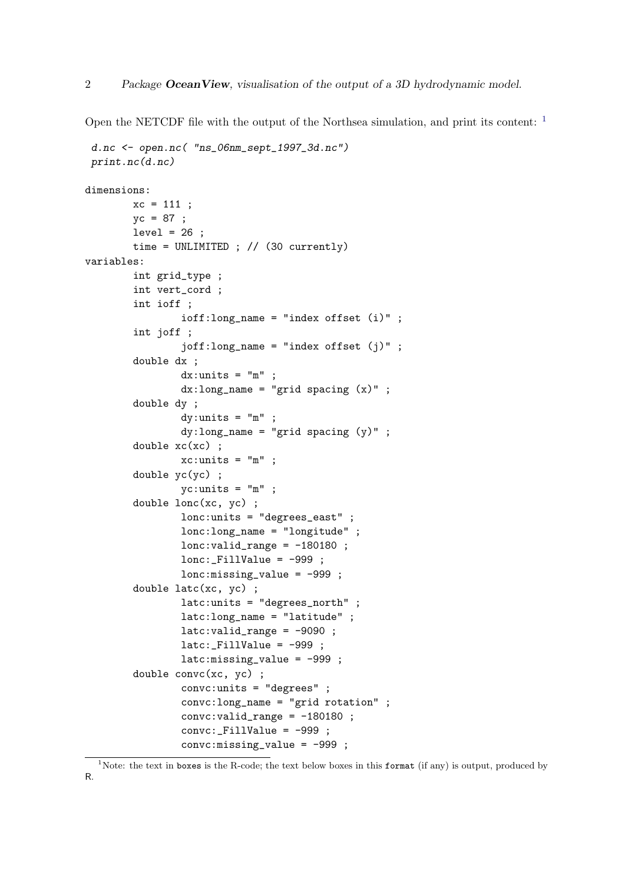Open the NETCDF file with the output of the Northsea simulation, and print its content: [1]

```
d.nc <- open.nc( "ns_06nm_sept_1997_3d.nc")
print.nc(d.nc)
```

```
dimensions:
        xc = 111 ;
        yc = 87 ;
        level = 26 ;
        time = UNLIMITED ; // (30 currently)
variables:
        int grid_type ;
        int vert_cord ;
        int ioff ;
                ioff:long_name = "index offset (i)" ;
        int joff ;
                joff:long_name = "index offset (j)" ;
        double dx ;
                dx:units = "m" ;
                dx:long_name = "grid spacing (x)" ;
        double dy ;
                dy:units = "m" ;
                dy:long_name = "grid spacing (y)" ;
        double xc(xc) ;
                xc:units = "m" ;
        double yc(yc) ;
                yc:units = "m" ;
        double lonc(xc, yc) ;
                lonc:units = "degrees_east" ;
                lonc:long_name = "longitude" ;
                lonc:valid_range = -180180 ;
                lonc:_FillValue = -999 ;
                lonc:missing_value = -999 ;
        double latc(xc, yc) ;
                latc:units = "degrees_north" ;
                latc:long_name = "latitude" ;
                latc:valid_range = -9090 ;
                latc:_FillValue = -999 ;
                latc:missing_value = -999 ;
        double convc(xc, yc) ;
                convc:units = "degrees" ;
                convc:long_name = "grid rotation" ;
                convc:valid_range = -180180 ;
                convc:_FillValue = -999 ;
                convc:missing_value = -999 ;
```

[1] Note: the text in boxes is the R-code; the text below boxes in this `format` (if any) is output, produced by R.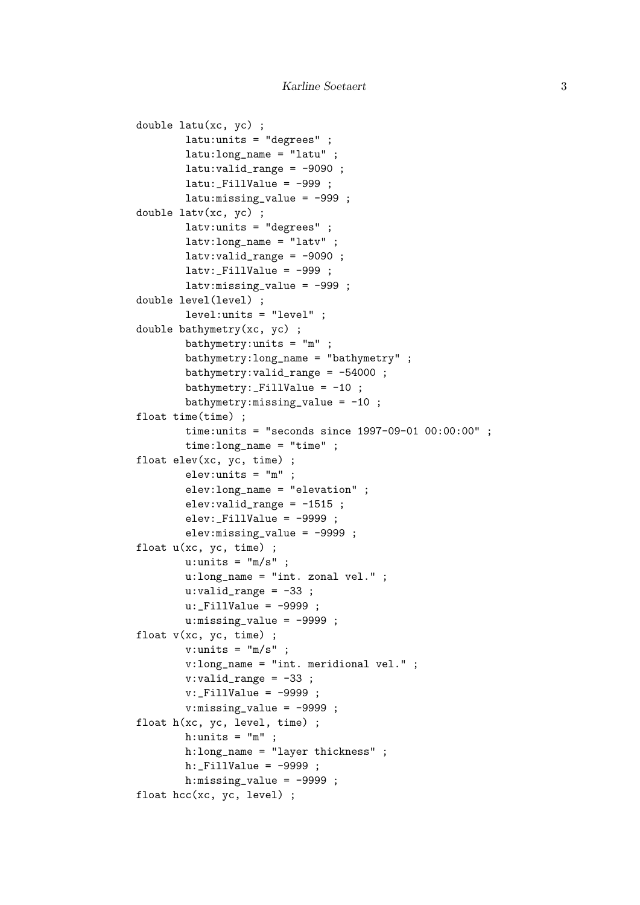```
double latu(xc, yc) ;
        latu:units = "degrees" ;
        latu:long_name = "latu" ;
        latu:valid_range = -9090 ;
        latu:_FillValue = -999 ;
        latu:missing_value = -999 ;
double latv(xc, yc) ;
        latv:units = "degrees" ;
        latv:long_name = "latv" ;
        latv:valid_range = -9090 ;
        latv:_FillValue = -999 ;
        latv:missing_value = -999 ;
double level(level) ;
        level:units = "level" ;
double bathymetry(xc, yc) ;
        bathymetry:units = "m" ;
        bathymetry:long_name = "bathymetry" ;
        bathymetry:valid_range = -54000 ;
        bathymetry:_FillValue = -10 ;
        bathymetry:missing_value = -10 ;
float time(time) ;
        time:units = "seconds since 1997-09-01 00:00:00" ;
        time:long_name = "time" ;
float elev(xc, yc, time) ;
        elev:units = "m" ;
        elev:long_name = "elevation" ;
        elev:valid_range = -1515 ;
        elev:_FillValue = -9999 ;
        elev:missing_value = -9999 ;
float u(xc, yc, time) ;
        u:units = "m/s" ;
        u:long_name = "int. zonal vel." ;
        u:valid_range = -33 ;
        u:_FillValue = -9999 ;
        u:missing_value = -9999 ;
float v(xc, yc, time) ;
        v:units = "m/s" ;
        v:long_name = "int. meridional vel." ;
        v:valid_range = -33 ;
        v:_FillValue = -9999 ;
        v:missing_value = -9999 ;
float h(xc, yc, level, time) ;
        h:units = "m" ;
        h:long_name = "layer thickness" ;
        h:_FillValue = -9999 ;
        h:missing_value = -9999 ;
float hcc(xc, yc, level) ;
```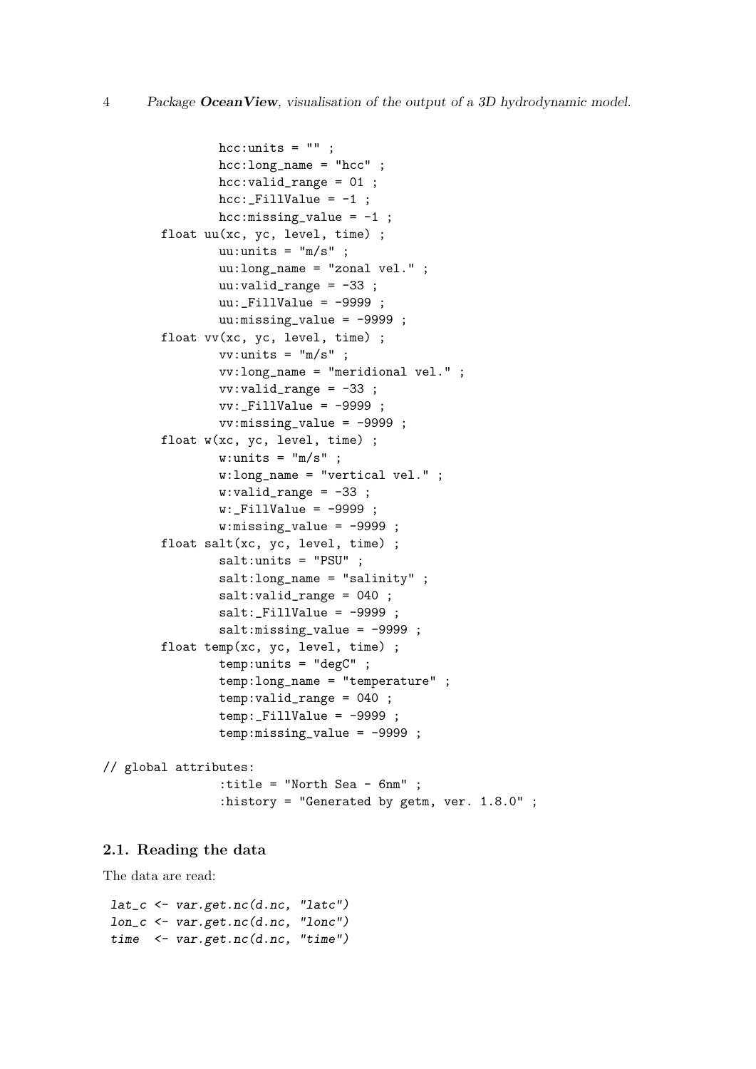```
                hcc:units = "" ;
                hcc:long_name = "hcc" ;
                hcc:valid_range = 01 ;
                hcc:_FillValue = -1 ;
                hcc:missing_value = -1 ;
        float uu(xc, yc, level, time) ;
                uu:units = "m/s" ;
                uu:long_name = "zonal vel." ;
                uu:valid_range = -33 ;
                uu:_FillValue = -9999 ;
                uu:missing_value = -9999 ;
        float vv(xc, yc, level, time) ;
                vv:units = "m/s" ;
                vv:long_name = "meridional vel." ;
                vv:valid_range = -33 ;
                vv:_FillValue = -9999 ;
                vv:missing_value = -9999 ;
        float w(xc, yc, level, time) ;
                w:units = "m/s" ;
                w:long_name = "vertical vel." ;
                w:valid_range = -33 ;
                w:_FillValue = -9999 ;
                w:missing_value = -9999 ;
        float salt(xc, yc, level, time) ;
                salt:units = "PSU" ;
                salt:long_name = "salinity" ;
                salt:valid_range = 040 ;
                salt:_FillValue = -9999 ;
                salt:missing_value = -9999 ;
        float temp(xc, yc, level, time) ;
                temp:units = "degC" ;
                temp:long_name = "temperature" ;
                temp:valid_range = 040 ;
                temp:_FillValue = -9999 ;
                temp:missing_value = -9999 ;

// global attributes:
                :title = "North Sea - 6nm" ;
                :history = "Generated by getm, ver. 1.8.0" ;
```

### 2.1. Reading the data

The data are read:

```
lat_c <- var.get.nc(d.nc, "latc")
lon_c <- var.get.nc(d.nc, "lonc")
time  <- var.get.nc(d.nc, "time")
```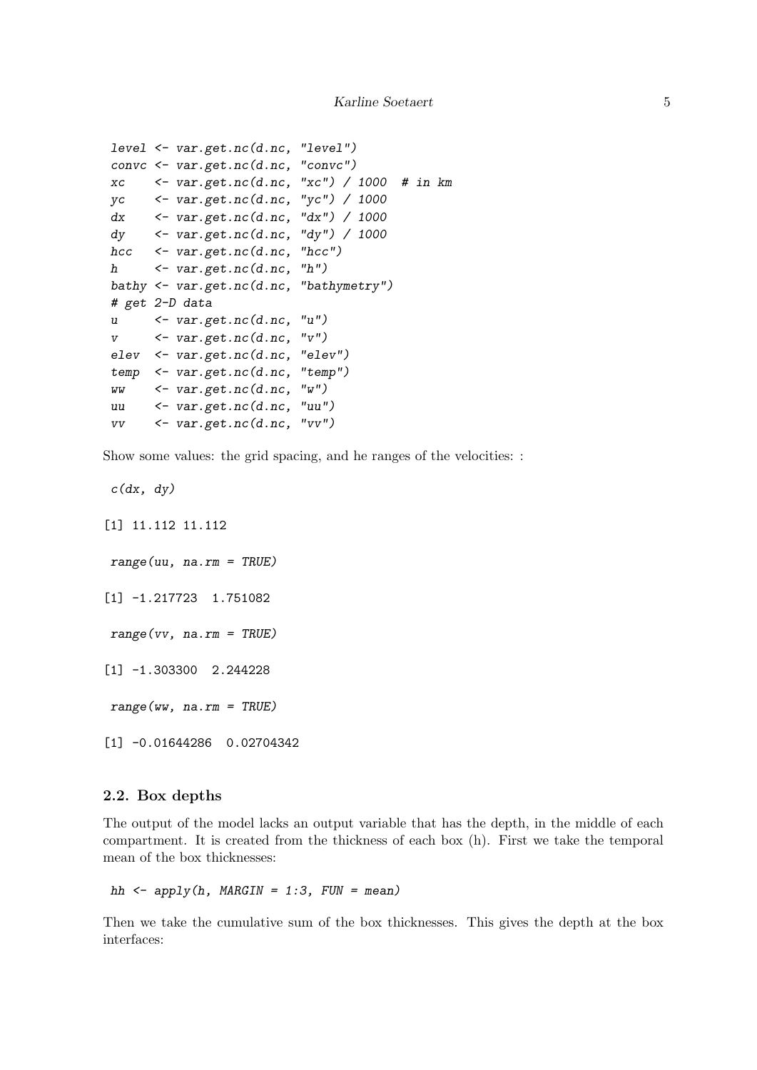```
level <- var.get.nc(d.nc, "level")
convc <- var.get.nc(d.nc, "convc")
xc    <- var.get.nc(d.nc, "xc") / 1000  # in km
yc    <- var.get.nc(d.nc, "yc") / 1000
dx    <- var.get.nc(d.nc, "dx") / 1000
dy    <- var.get.nc(d.nc, "dy") / 1000
hcc   <- var.get.nc(d.nc, "hcc")
h     <- var.get.nc(d.nc, "h")
bathy <- var.get.nc(d.nc, "bathymetry")
# get 2-D data
u     <- var.get.nc(d.nc, "u")
v     <- var.get.nc(d.nc, "v")
elev  <- var.get.nc(d.nc, "elev")
temp  <- var.get.nc(d.nc, "temp")
ww    <- var.get.nc(d.nc, "w")
uu    <- var.get.nc(d.nc, "uu")
vv    <- var.get.nc(d.nc, "vv")
```

Show some values: the grid spacing, and he ranges of the velocities: :

```
c(dx, dy)
```

```
[1] 11.112 11.112
```

```
range(uu, na.rm = TRUE)
```

```
[1] -1.217723  1.751082
```

```
range(vv, na.rm = TRUE)
```

```
[1] -1.303300  2.244228
```

```
range(ww, na.rm = TRUE)
```

```
[1] -0.01644286  0.02704342
```

### 2.2. Box depths

The output of the model lacks an output variable that has the depth, in the middle of each compartment. It is created from the thickness of each box (h). First we take the temporal mean of the box thicknesses:

```
hh <- apply(h, MARGIN = 1:3, FUN = mean)
```

Then we take the cumulative sum of the box thicknesses. This gives the depth at the box interfaces: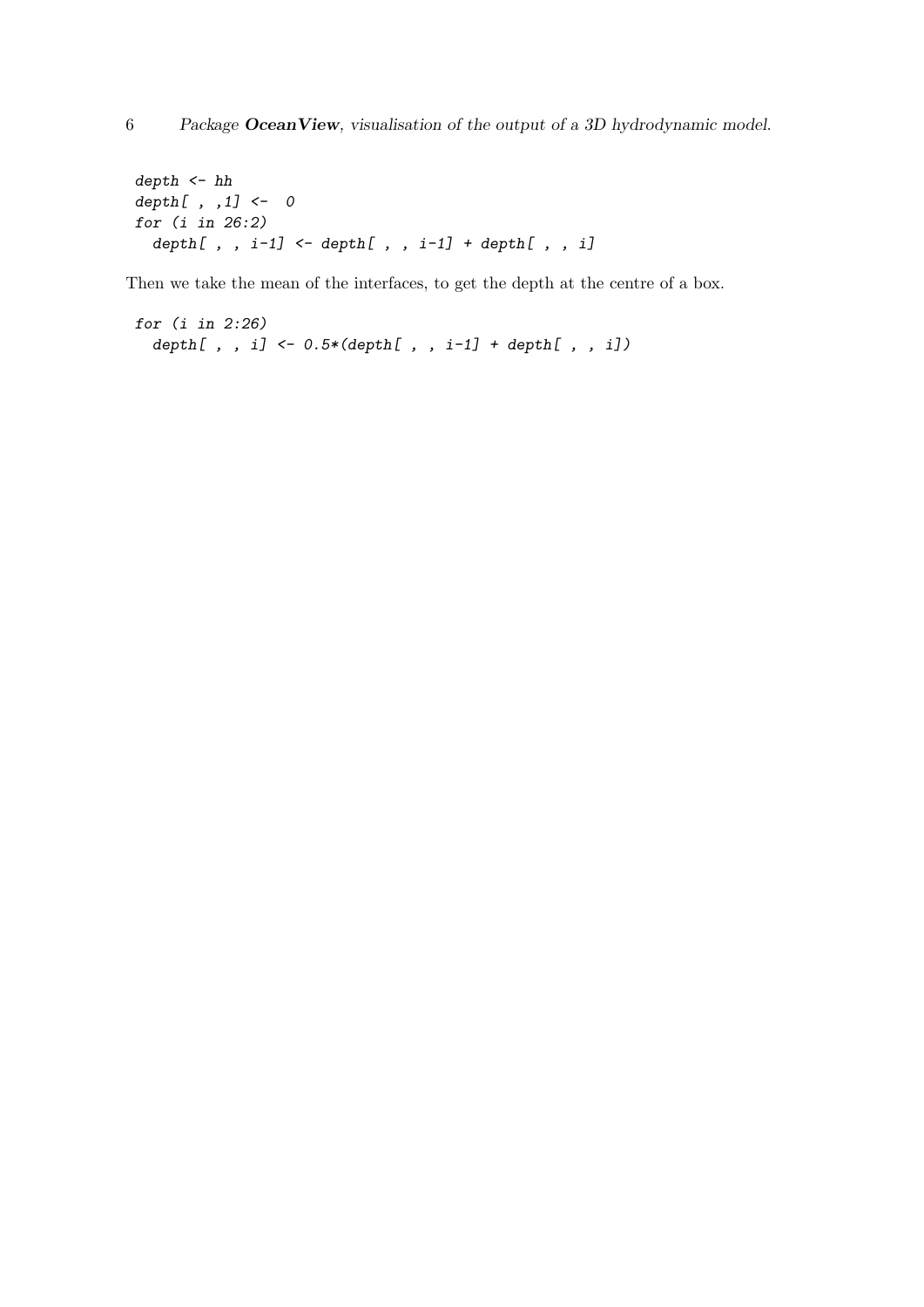```
depth <- hh
depth[ , ,1] <-  0
for (i in 26:2)
  depth[ , , i-1] <- depth[ , , i-1] + depth[ , , i]
```

Then we take the mean of the interfaces, to get the depth at the centre of a box.

```
for (i in 2:26)
  depth[ , , i] <- 0.5*(depth[ , , i-1] + depth[ , , i])
```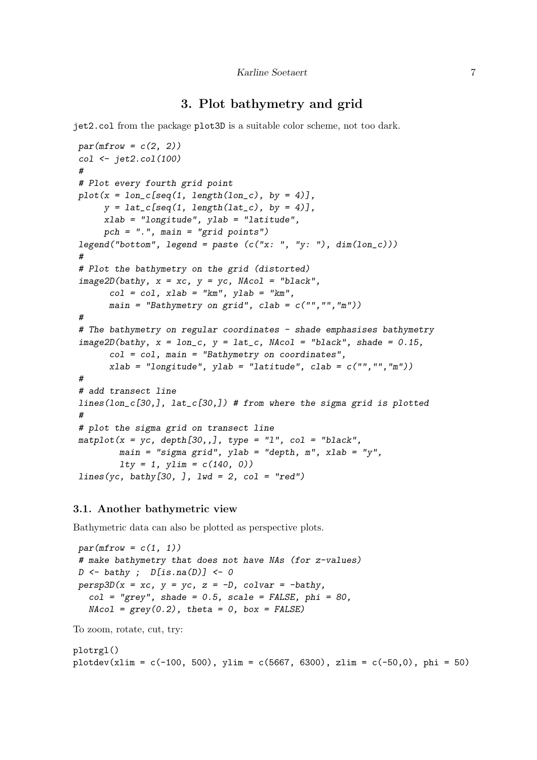## 3. Plot bathymetry and grid

jet2.col from the package plot3D is a suitable color scheme, not too dark.

```
par(mfrow = c(2, 2))
col <- jet2.col(100)
#
# Plot every fourth grid point
plot(x = lon_c[seq(1, length(lon_c), by = 4)],
     y = lat_c[seq(1, length(lat_c), by = 4)],
     xlab = "longitude", ylab = "latitude",
     pch = ".", main = "grid points")
legend("bottom", legend = paste (c("x: ", "y: "), dim(lon_c)))
#
# Plot the bathymetry on the grid (distorted)
image2D(bathy, x = xc, y = yc, NAcol = "black",
      col = col, xlab = "km", ylab = "km",
      main = "Bathymetry on grid", clab = c("","","m"))
#
# The bathymetry on regular coordinates - shade emphasises bathymetry
image2D(bathy, x = lon_c, y = lat_c, NAcol = "black", shade = 0.15,
      col = col, main = "Bathymetry on coordinates",
      xlab = "longitude", ylab = "latitude", clab = c("","","m"))
#
# add transect line
lines(lon_c[30,], lat_c[30,]) # from where the sigma grid is plotted
#
# plot the sigma grid on transect line
matplot(x = yc, depth[30,,], type = "l", col = "black",
        main = "sigma grid", ylab = "depth, m", xlab = "y",
        lty = 1, ylim = c(140, 0))
lines(yc, bathy[30, ], lwd = 2, col = "red")
```

### 3.1. Another bathymetric view

Bathymetric data can also be plotted as perspective plots.

```
par(mfrow = c(1, 1))
# make bathymetry that does not have NAs (for z-values)
D <- bathy ;  D[is.na(D)] <- 0
persp3D(x = xc, y = yc, z = -D, colvar = -bathy,
  col = "grey", shade = 0.5, scale = FALSE, phi = 80,
  NAcol = grey(0.2), theta = 0, box = FALSE)
```

To zoom, rotate, cut, try:

```
plotrgl()
plotdev(xlim = c(-100, 500), ylim = c(5667, 6300), zlim = c(-50,0), phi = 50)
```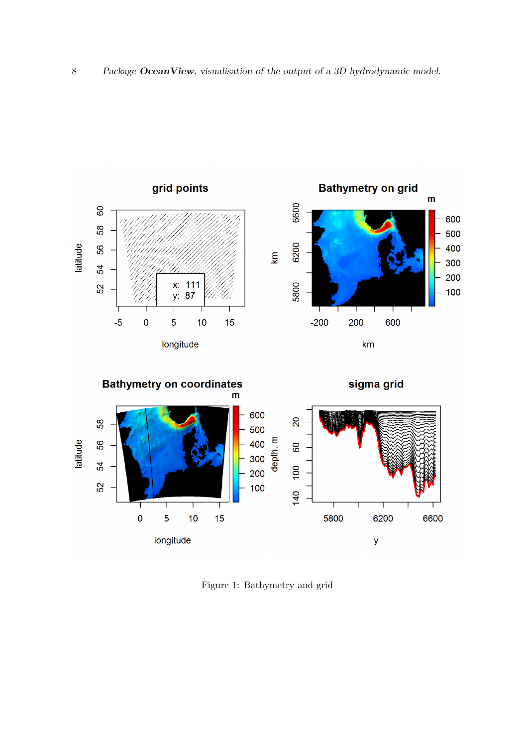Figure 1: Bathymetry and grid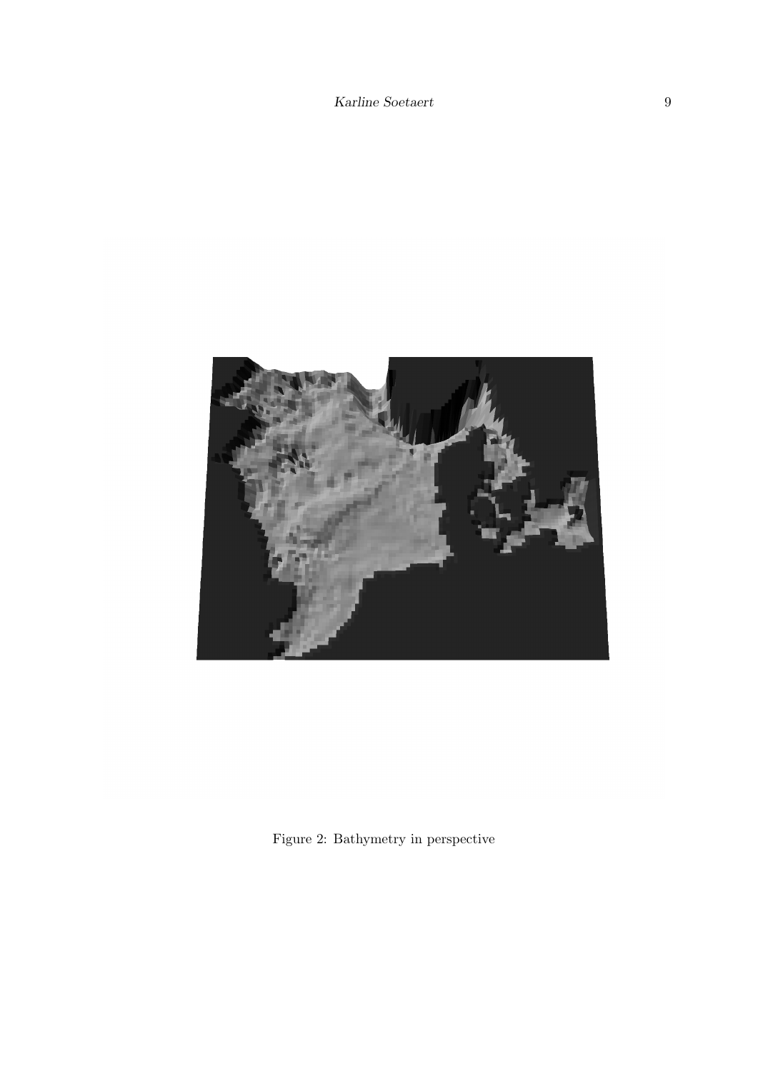Figure 2: Bathymetry in perspective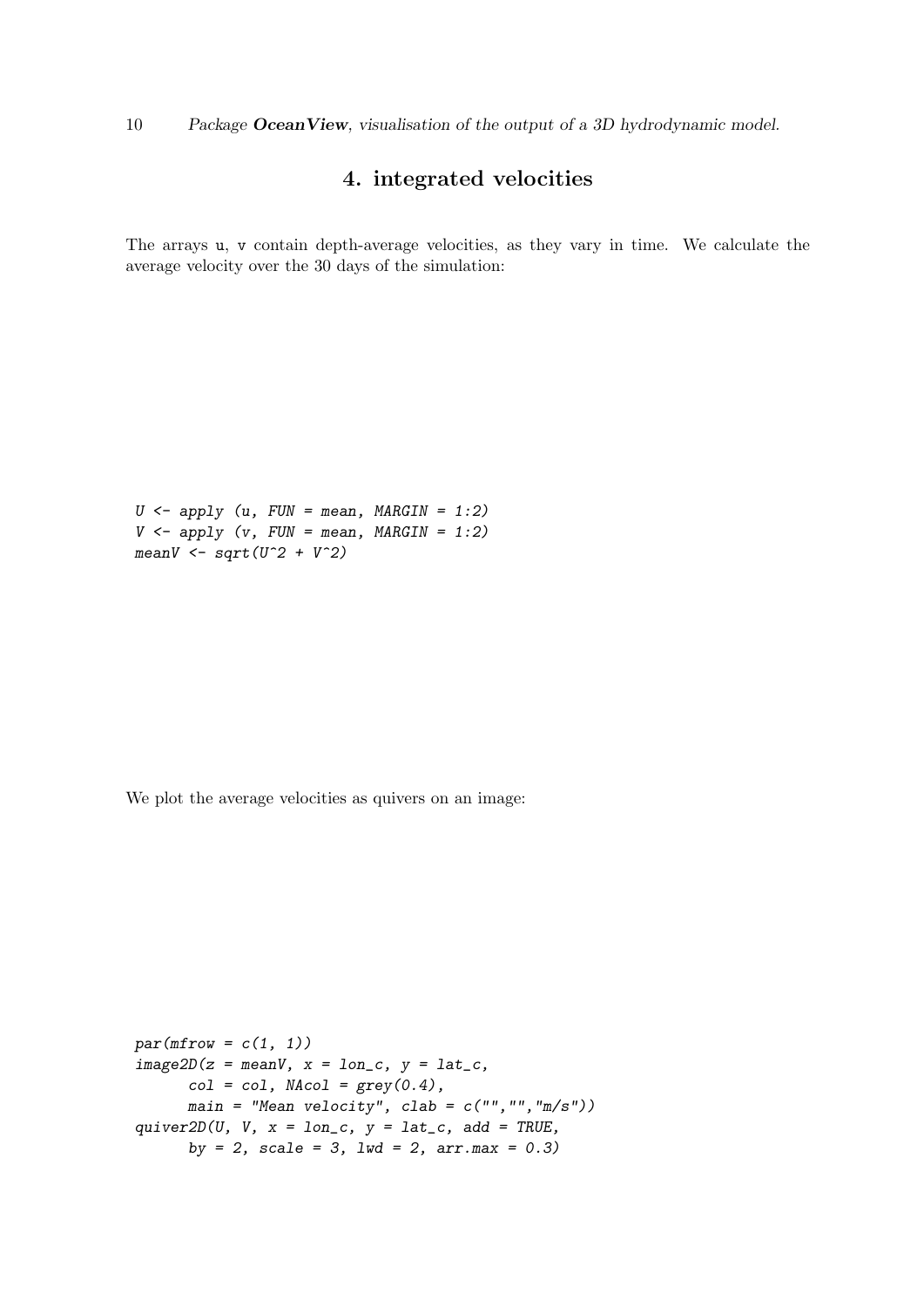## 4. integrated velocities

The arrays u, v contain depth-average velocities, as they vary in time. We calculate the average velocity over the 30 days of the simulation:

```
U <- apply (u, FUN = mean, MARGIN = 1:2)
V <- apply (v, FUN = mean, MARGIN = 1:2)
meanV <- sqrt(U^2 + V^2)
```

We plot the average velocities as quivers on an image:

```
par(mfrow = c(1, 1))
image2D(z = meanV, x = lon_c, y = lat_c,
      col = col, NAcol = grey(0.4),
      main = "Mean velocity", clab = c("","","m/s"))
quiver2D(U, V, x = lon_c, y = lat_c, add = TRUE,
      by = 2, scale = 3, lwd = 2, arr.max = 0.3)
```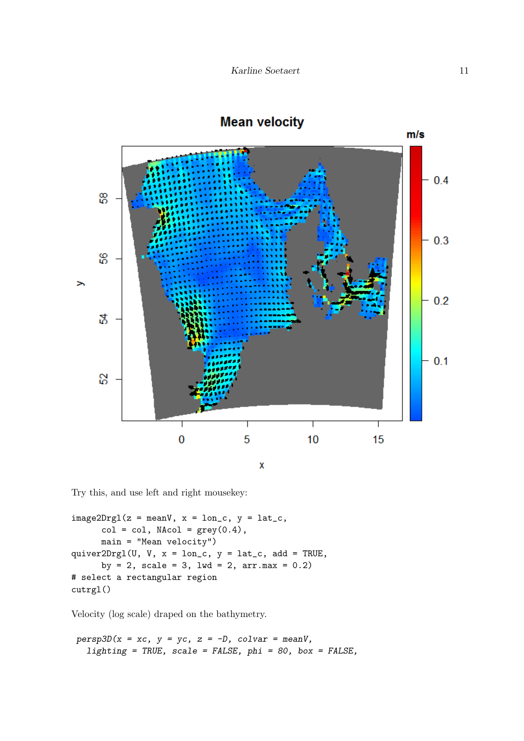Try this, and use left and right mousekey:

```
image2Drgl(z = meanV, x = lon_c, y = lat_c,
      col = col, NAcol = grey(0.4),
      main = "Mean velocity")
quiver2Drgl(U, V, x = lon_c, y = lat_c, add = TRUE,
      by = 2, scale = 3, lwd = 2, arr.max = 0.2)
# select a rectangular region
cutrgl()
```

Velocity (log scale) draped on the bathymetry.

```
persp3D(x = xc, y = yc, z = -D, colvar = meanV,
  lighting = TRUE, scale = FALSE, phi = 80, box = FALSE,
```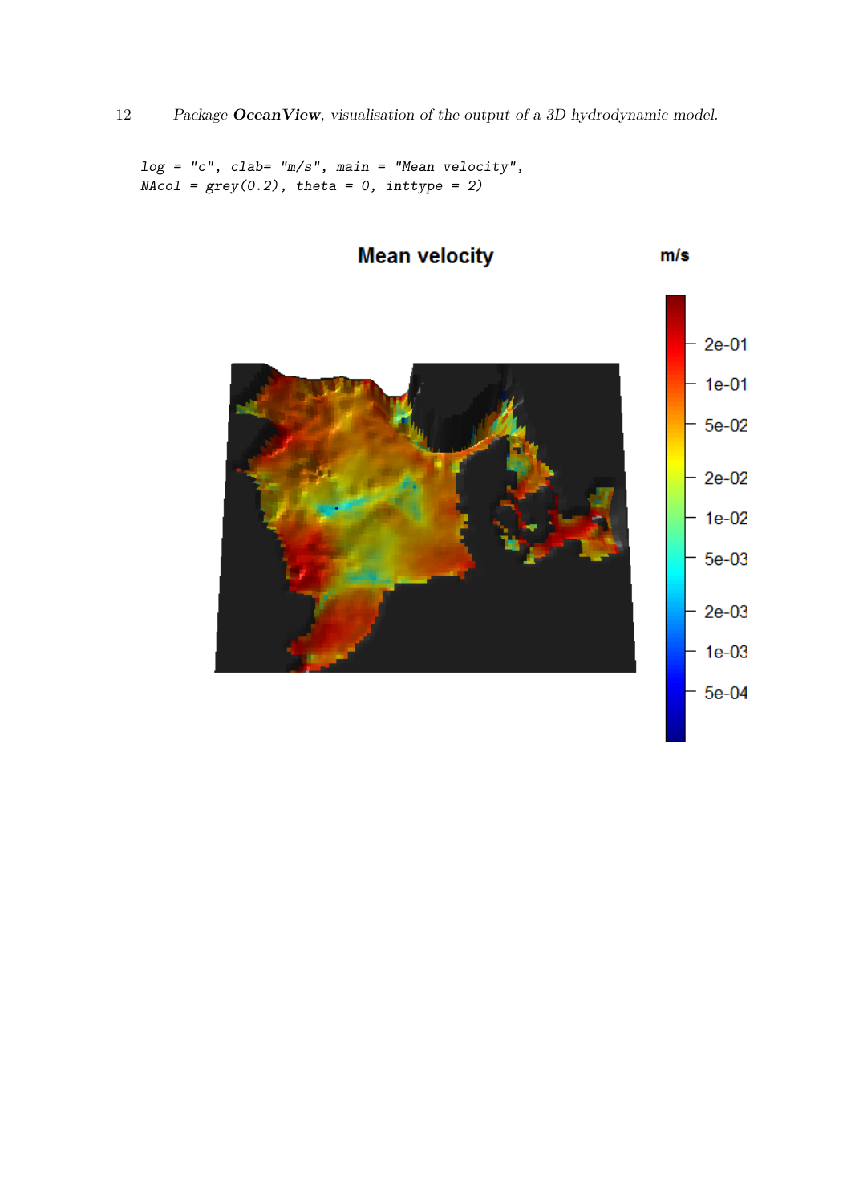```
log = "c", clab= "m/s", main = "Mean velocity",
NAcol = grey(0.2), theta = 0, inttype = 2)
```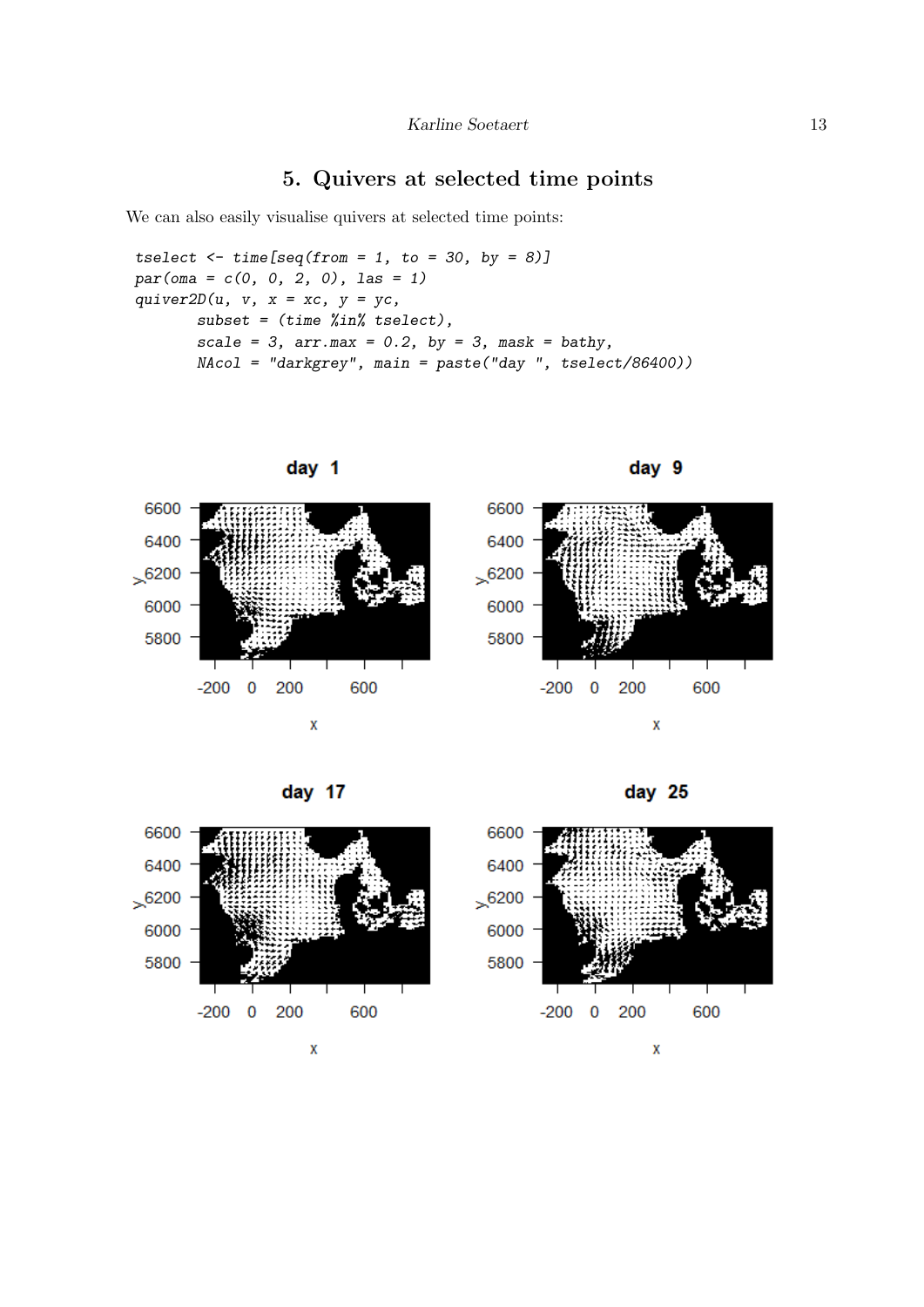## 5. Quivers at selected time points

We can also easily visualise quivers at selected time points:

```
tselect <- time[seq(from = 1, to = 30, by = 8)]
par(oma = c(0, 0, 2, 0), las = 1)
quiver2D(u, v, x = xc, y = yc,
       subset = (time %in% tselect),
       scale = 3, arr.max = 0.2, by = 3, mask = bathy,
       NAcol = "darkgrey", main = paste("day ", tselect/86400))
```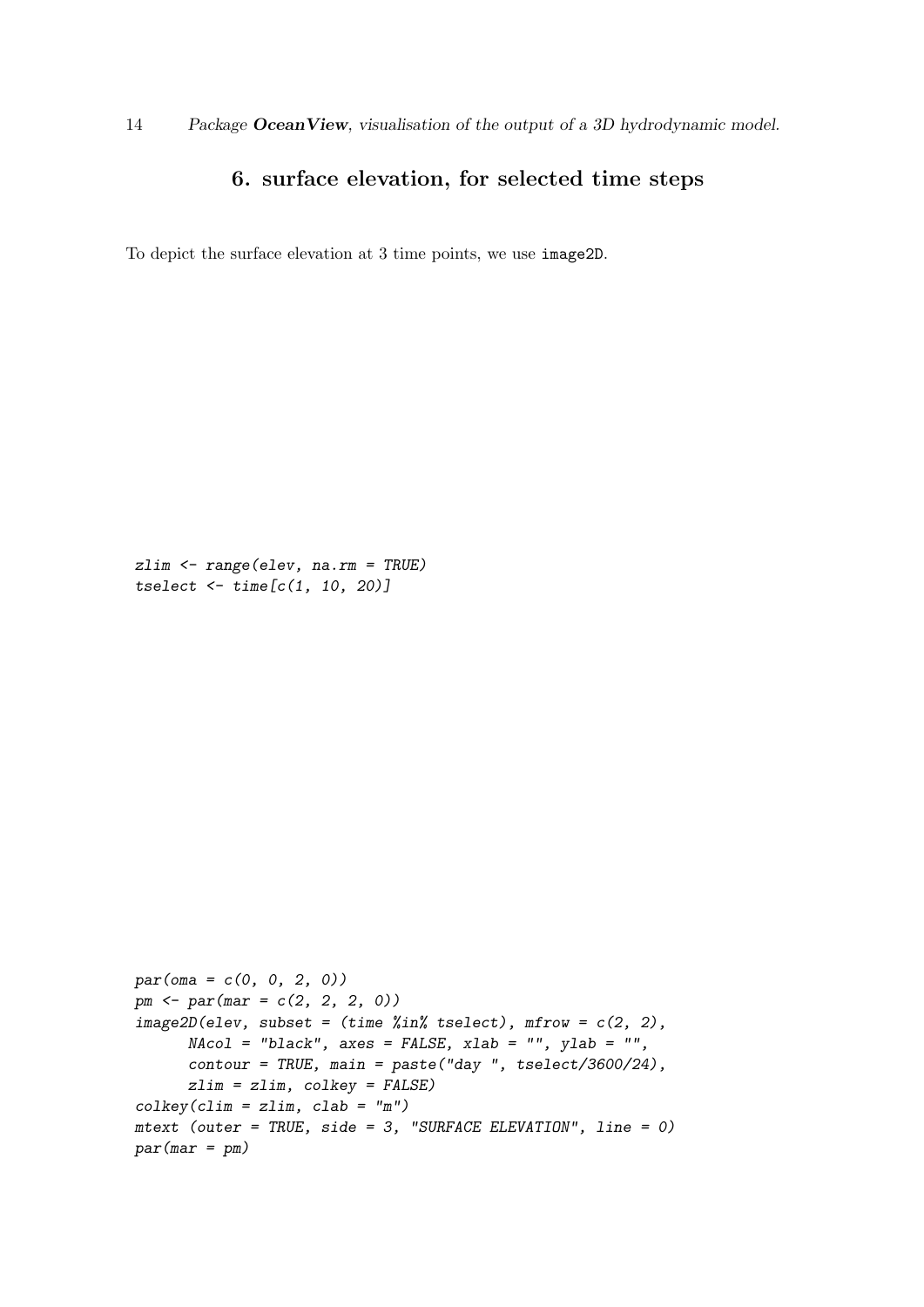# 6. surface elevation, for selected time steps

To depict the surface elevation at 3 time points, we use `image2D`.

```
zlim <- range(elev, na.rm = TRUE)
tselect <- time[c(1, 10, 20)]
```

```
par(oma = c(0, 0, 2, 0))
pm <- par(mar = c(2, 2, 2, 0))
image2D(elev, subset = (time %in% tselect), mfrow = c(2, 2),
      NAcol = "black", axes = FALSE, xlab = "", ylab = "",
      contour = TRUE, main = paste("day ", tselect/3600/24),
      zlim = zlim, colkey = FALSE)
colkey(clim = zlim, clab = "m")
mtext (outer = TRUE, side = 3, "SURFACE ELEVATION", line = 0)
par(mar = pm)
```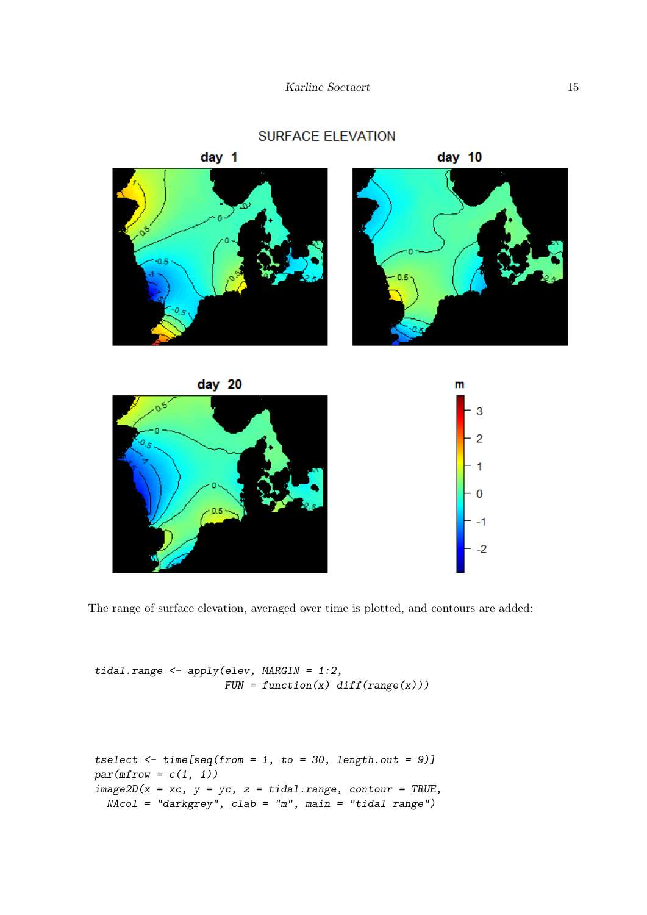The range of surface elevation, averaged over time is plotted, and contours are added:

```
tidal.range <- apply(elev, MARGIN = 1:2,
                     FUN = function(x) diff(range(x)))
```

```
tselect <- time[seq(from = 1, to = 30, length.out = 9)]
par(mfrow = c(1, 1))
image2D(x = xc, y = yc, z = tidal.range, contour = TRUE,
  NAcol = "darkgrey", clab = "m", main = "tidal range")
```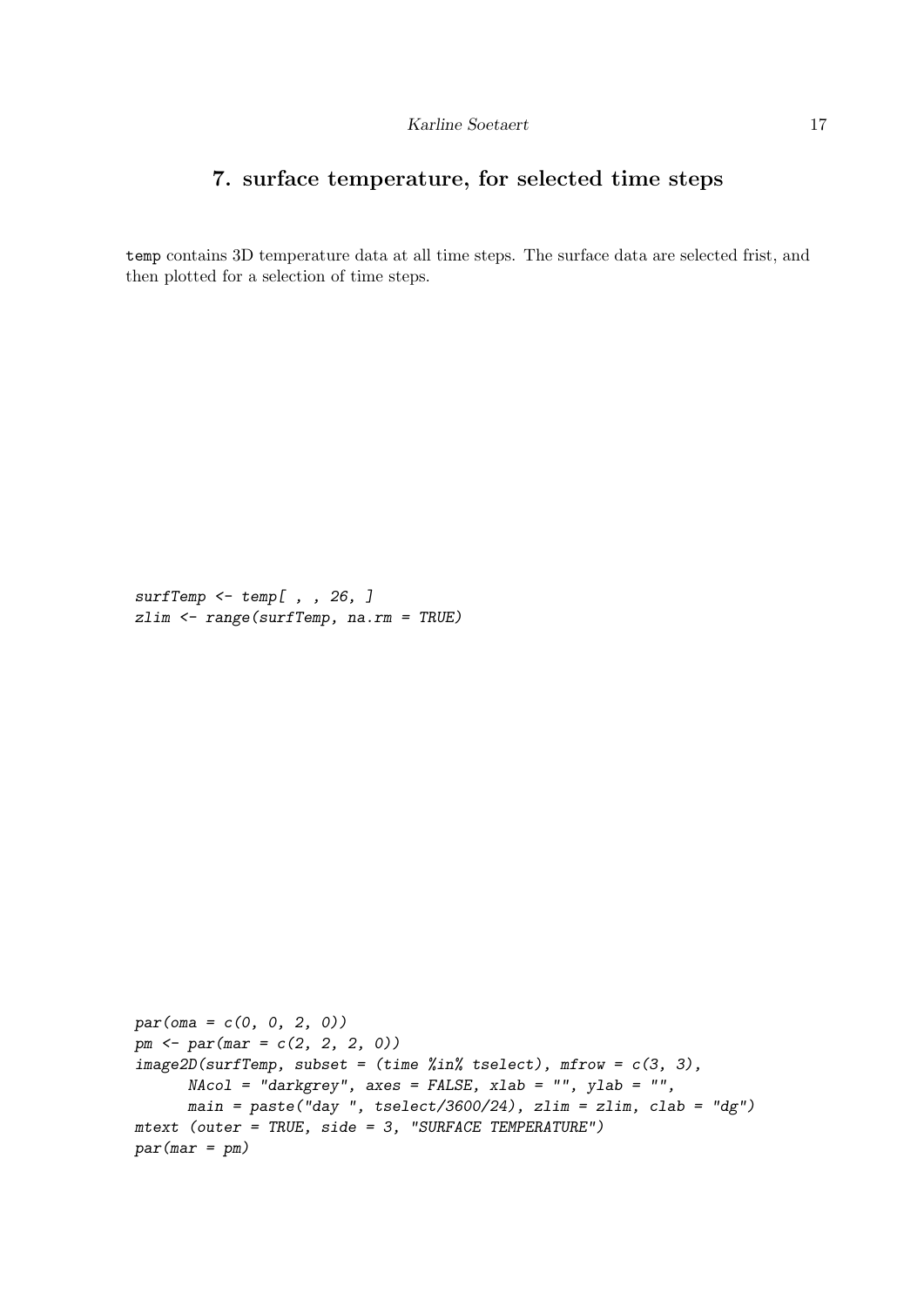## 7. surface temperature, for selected time steps

temp contains 3D temperature data at all time steps. The surface data are selected frist, and then plotted for a selection of time steps.

```
surfTemp <- temp[ , , 26, ]
zlim <- range(surfTemp, na.rm = TRUE)
```

```
par(oma = c(0, 0, 2, 0))
pm <- par(mar = c(2, 2, 2, 0))
image2D(surfTemp, subset = (time %in% tselect), mfrow = c(3, 3),
      NAcol = "darkgrey", axes = FALSE, xlab = "", ylab = "",
      main = paste("day ", tselect/3600/24), zlim = zlim, clab = "dg")
mtext (outer = TRUE, side = 3, "SURFACE TEMPERATURE")
par(mar = pm)
```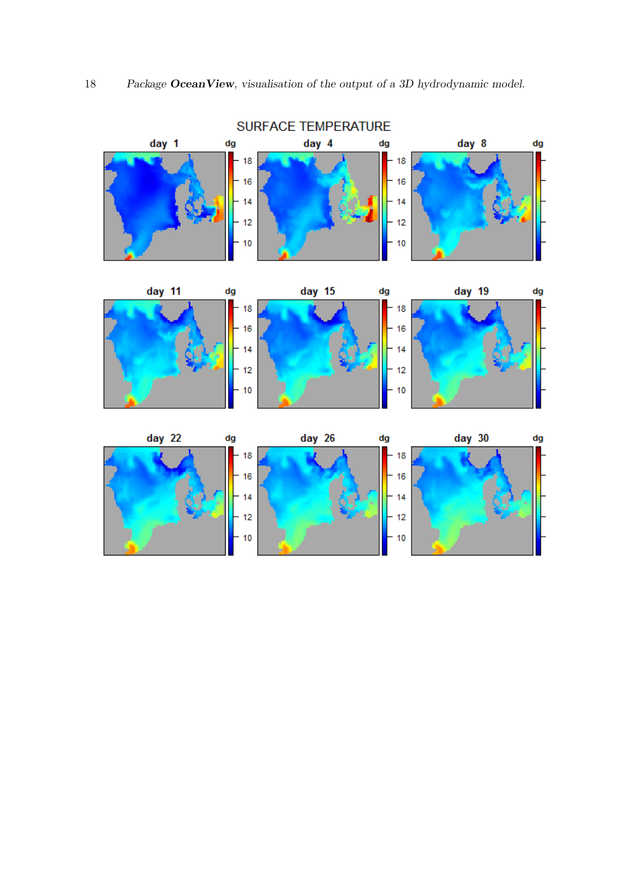SURFACE TEMPERATURE

day 1 · day 4 · day 8 · day 11 · day 15 · day 19 · day 22 · day 26 · day 30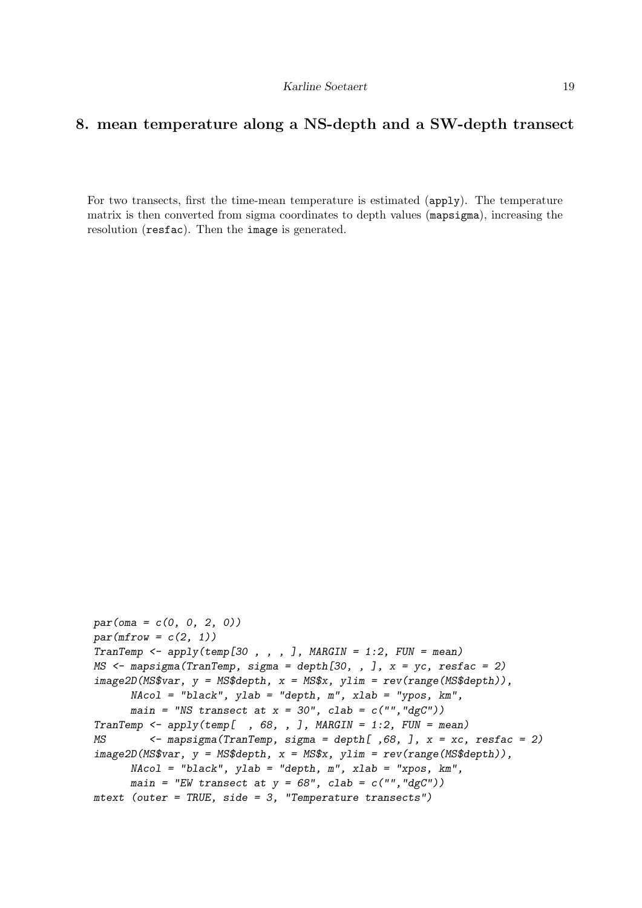## 8. mean temperature along a NS-depth and a SW-depth transect

For two transects, first the time-mean temperature is estimated (apply). The temperature matrix is then converted from sigma coordinates to depth values (mapsigma), increasing the resolution (resfac). Then the image is generated.

```
par(oma = c(0, 0, 2, 0))
par(mfrow = c(2, 1))
TranTemp <- apply(temp[30 , , , ], MARGIN = 1:2, FUN = mean)
MS <- mapsigma(TranTemp, sigma = depth[30, , ], x = yc, resfac = 2)
image2D(MS$var, y = MS$depth, x = MS$x, ylim = rev(range(MS$depth)),
      NAcol = "black", ylab = "depth, m", xlab = "ypos, km",
      main = "NS transect at x = 30", clab = c("","dgC"))
TranTemp <- apply(temp[  , 68, , ], MARGIN = 1:2, FUN = mean)
MS       <- mapsigma(TranTemp, sigma = depth[ ,68, ], x = xc, resfac = 2)
image2D(MS$var, y = MS$depth, x = MS$x, ylim = rev(range(MS$depth)),
      NAcol = "black", ylab = "depth, m", xlab = "xpos, km",
      main = "EW transect at y = 68", clab = c("","dgC"))
mtext (outer = TRUE, side = 3, "Temperature transects")
```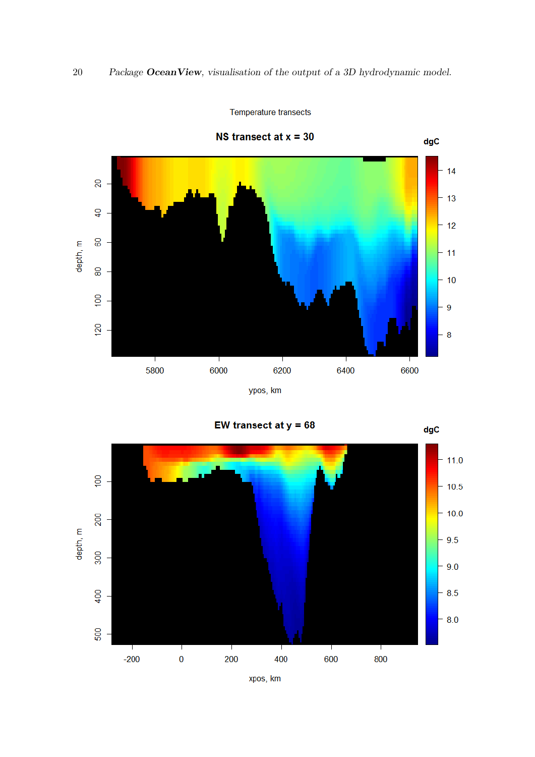Temperature transects

NS transect at x = 30

EW transect at y = 68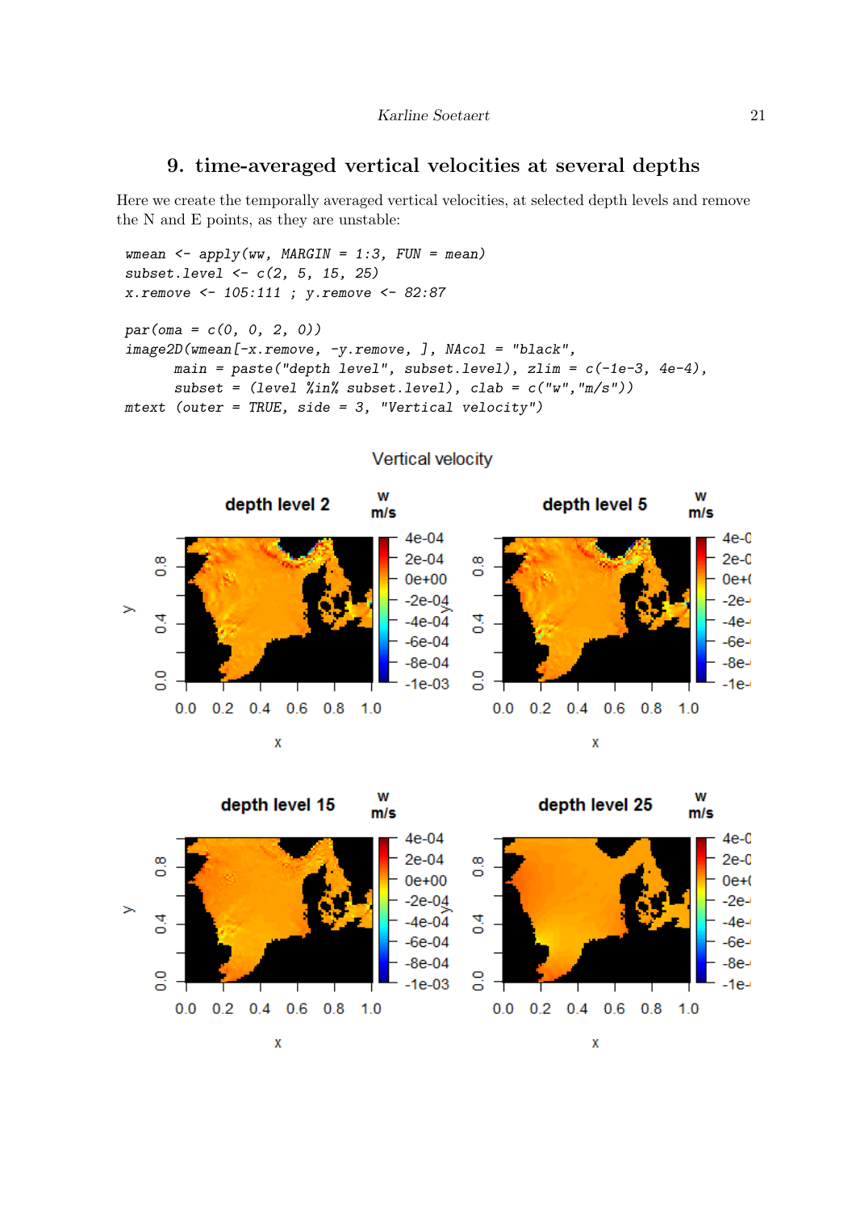## 9. time-averaged vertical velocities at several depths

Here we create the temporally averaged vertical velocities, at selected depth levels and remove the N and E points, as they are unstable:

```
wmean <- apply(ww, MARGIN = 1:3, FUN = mean)
subset.level <- c(2, 5, 15, 25)
x.remove <- 105:111 ; y.remove <- 82:87

par(oma = c(0, 0, 2, 0))
image2D(wmean[-x.remove, -y.remove, ], NAcol = "black",
      main = paste("depth level", subset.level), zlim = c(-1e-3, 4e-4),
      subset = (level %in% subset.level), clab = c("w","m/s"))
mtext (outer = TRUE, side = 3, "Vertical velocity")
```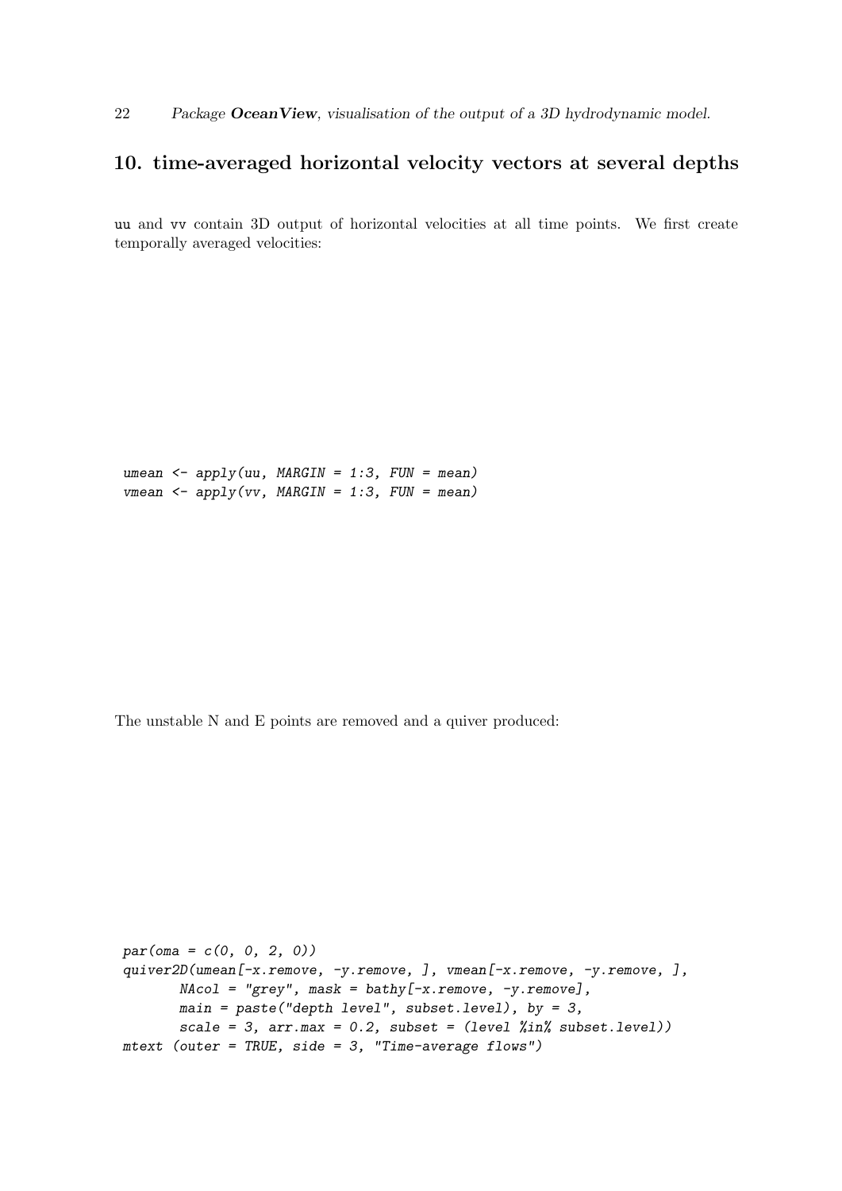## 10. time-averaged horizontal velocity vectors at several depths

uu and vv contain 3D output of horizontal velocities at all time points. We first create temporally averaged velocities:

```
umean <- apply(uu, MARGIN = 1:3, FUN = mean)
vmean <- apply(vv, MARGIN = 1:3, FUN = mean)
```

The unstable N and E points are removed and a quiver produced:

```
par(oma = c(0, 0, 2, 0))
quiver2D(umean[-x.remove, -y.remove, ], vmean[-x.remove, -y.remove, ],
       NAcol = "grey", mask = bathy[-x.remove, -y.remove],
       main = paste("depth level", subset.level), by = 3,
       scale = 3, arr.max = 0.2, subset = (level %in% subset.level))
mtext (outer = TRUE, side = 3, "Time-average flows")
```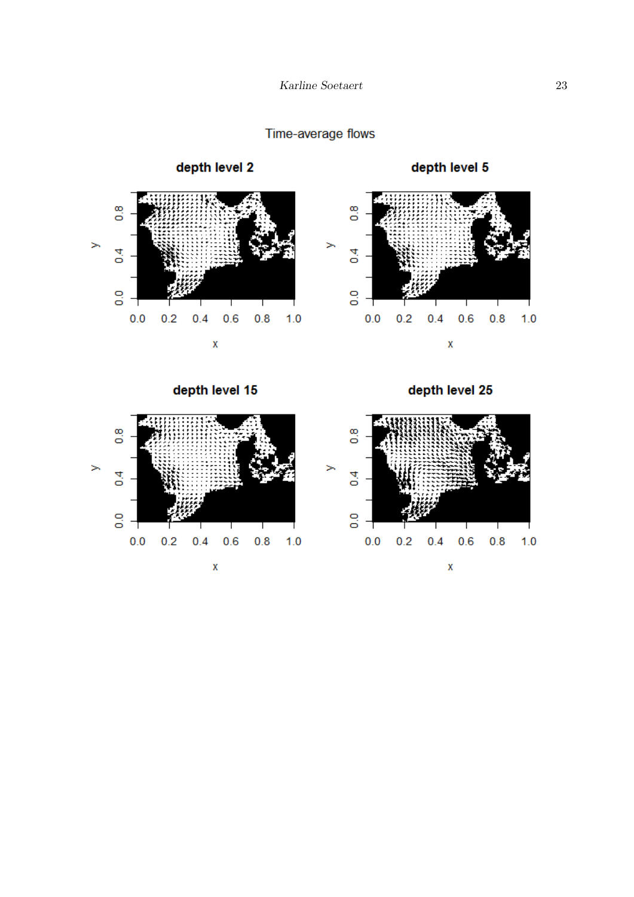Time-average flows

depth level 2

depth level 5

depth level 15

depth level 25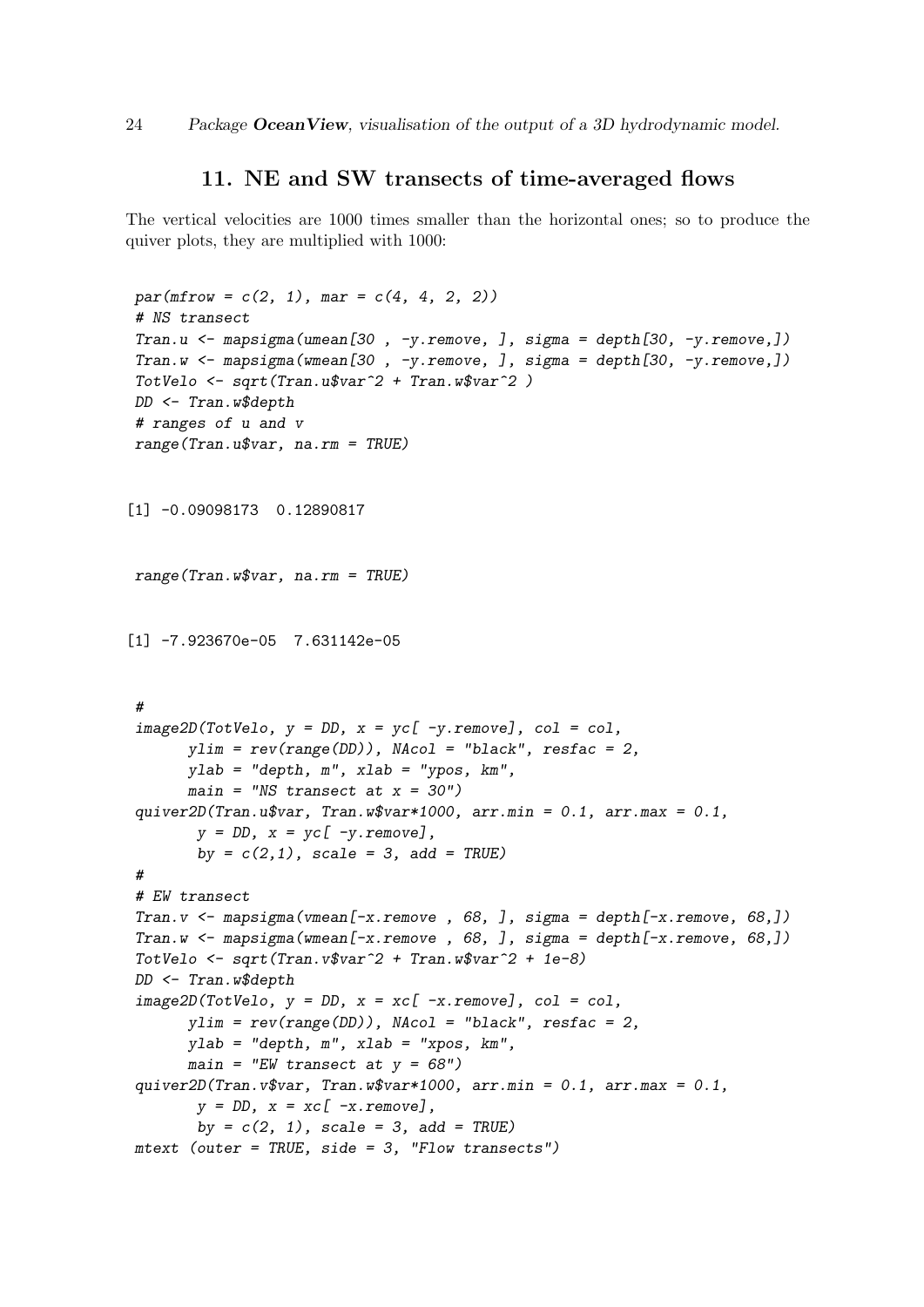## 11. NE and SW transects of time-averaged flows

The vertical velocities are 1000 times smaller than the horizontal ones; so to produce the quiver plots, they are multiplied with 1000:

```
par(mfrow = c(2, 1), mar = c(4, 4, 2, 2))
# NS transect
Tran.u <- mapsigma(umean[30 , -y.remove, ], sigma = depth[30, -y.remove,])
Tran.w <- mapsigma(wmean[30 , -y.remove, ], sigma = depth[30, -y.remove,])
TotVelo <- sqrt(Tran.u$var^2 + Tran.w$var^2 )
DD <- Tran.w$depth
# ranges of u and v
range(Tran.u$var, na.rm = TRUE)
```

```
[1] -0.09098173  0.12890817
```

```
range(Tran.w$var, na.rm = TRUE)
```

```
[1] -7.923670e-05  7.631142e-05
```

```
#
image2D(TotVelo, y = DD, x = yc[ -y.remove], col = col,
      ylim = rev(range(DD)), NAcol = "black", resfac = 2,
      ylab = "depth, m", xlab = "ypos, km",
      main = "NS transect at x = 30")
quiver2D(Tran.u$var, Tran.w$var*1000, arr.min = 0.1, arr.max = 0.1,
       y = DD, x = yc[ -y.remove],
       by = c(2,1), scale = 3, add = TRUE)
#
# EW transect
Tran.v <- mapsigma(vmean[-x.remove , 68, ], sigma = depth[-x.remove, 68,])
Tran.w <- mapsigma(wmean[-x.remove , 68, ], sigma = depth[-x.remove, 68,])
TotVelo <- sqrt(Tran.v$var^2 + Tran.w$var^2 + 1e-8)
DD <- Tran.w$depth
image2D(TotVelo, y = DD, x = xc[ -x.remove], col = col,
      ylim = rev(range(DD)), NAcol = "black", resfac = 2,
      ylab = "depth, m", xlab = "xpos, km",
      main = "EW transect at y = 68")
quiver2D(Tran.v$var, Tran.w$var*1000, arr.min = 0.1, arr.max = 0.1,
       y = DD, x = xc[ -x.remove],
       by = c(2, 1), scale = 3, add = TRUE)
mtext (outer = TRUE, side = 3, "Flow transects")
```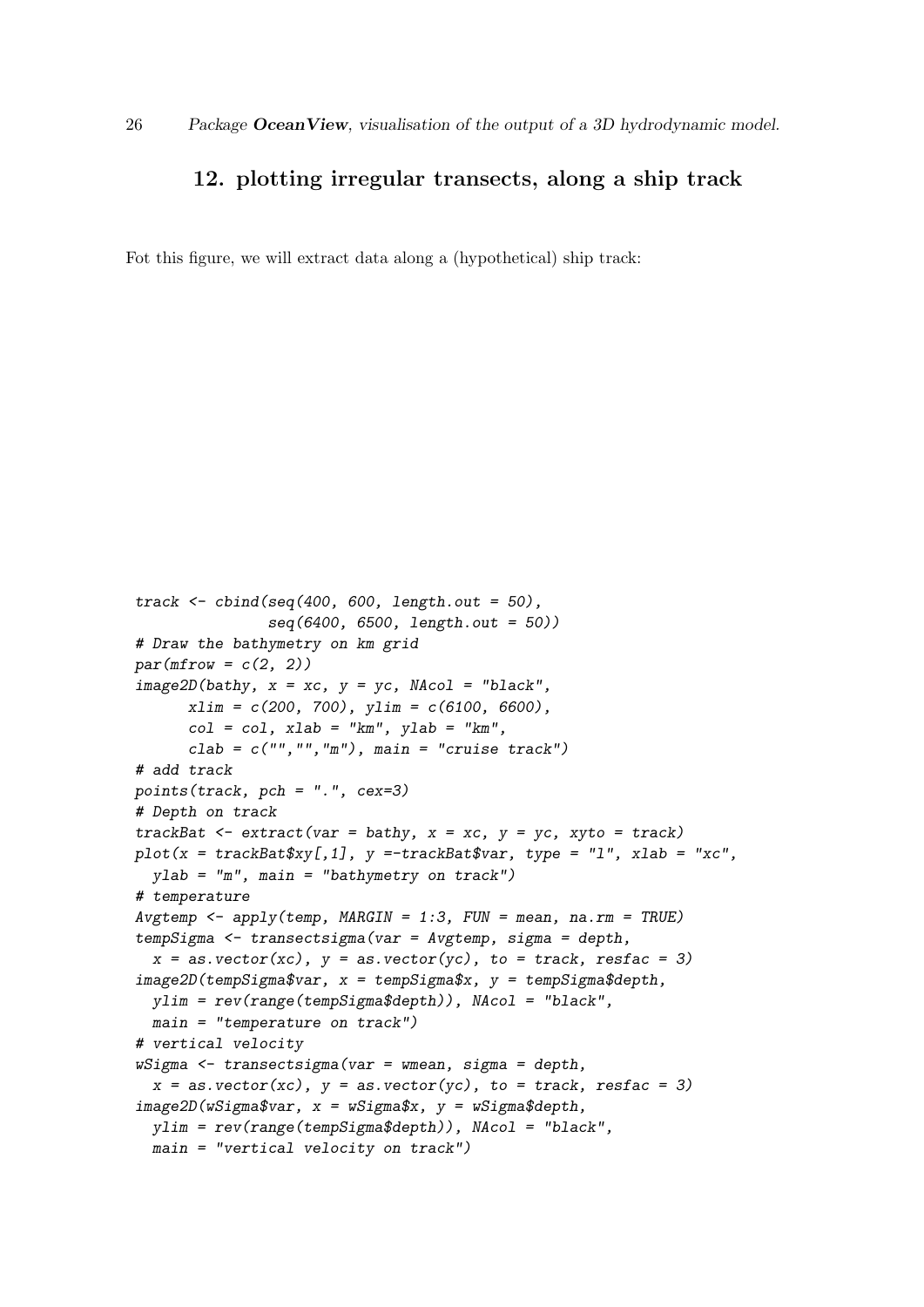## 12. plotting irregular transects, along a ship track

Fot this figure, we will extract data along a (hypothetical) ship track:

```
track <- cbind(seq(400, 600, length.out = 50),
               seq(6400, 6500, length.out = 50))
# Draw the bathymetry on km grid
par(mfrow = c(2, 2))
image2D(bathy, x = xc, y = yc, NAcol = "black",
      xlim = c(200, 700), ylim = c(6100, 6600),
      col = col, xlab = "km", ylab = "km",
      clab = c("","","m"), main = "cruise track")
# add track
points(track, pch = ".", cex=3)
# Depth on track
trackBat <- extract(var = bathy, x = xc, y = yc, xyto = track)
plot(x = trackBat$xy[,1], y =-trackBat$var, type = "l", xlab = "xc",
  ylab = "m", main = "bathymetry on track")
# temperature
Avgtemp <- apply(temp, MARGIN = 1:3, FUN = mean, na.rm = TRUE)
tempSigma <- transectsigma(var = Avgtemp, sigma = depth,
  x = as.vector(xc), y = as.vector(yc), to = track, resfac = 3)
image2D(tempSigma$var, x = tempSigma$x, y = tempSigma$depth,
  ylim = rev(range(tempSigma$depth)), NAcol = "black",
  main = "temperature on track")
# vertical velocity
wSigma <- transectsigma(var = wmean, sigma = depth,
  x = as.vector(xc), y = as.vector(yc), to = track, resfac = 3)
image2D(wSigma$var, x = wSigma$x, y = wSigma$depth,
  ylim = rev(range(tempSigma$depth)), NAcol = "black",
  main = "vertical velocity on track")
```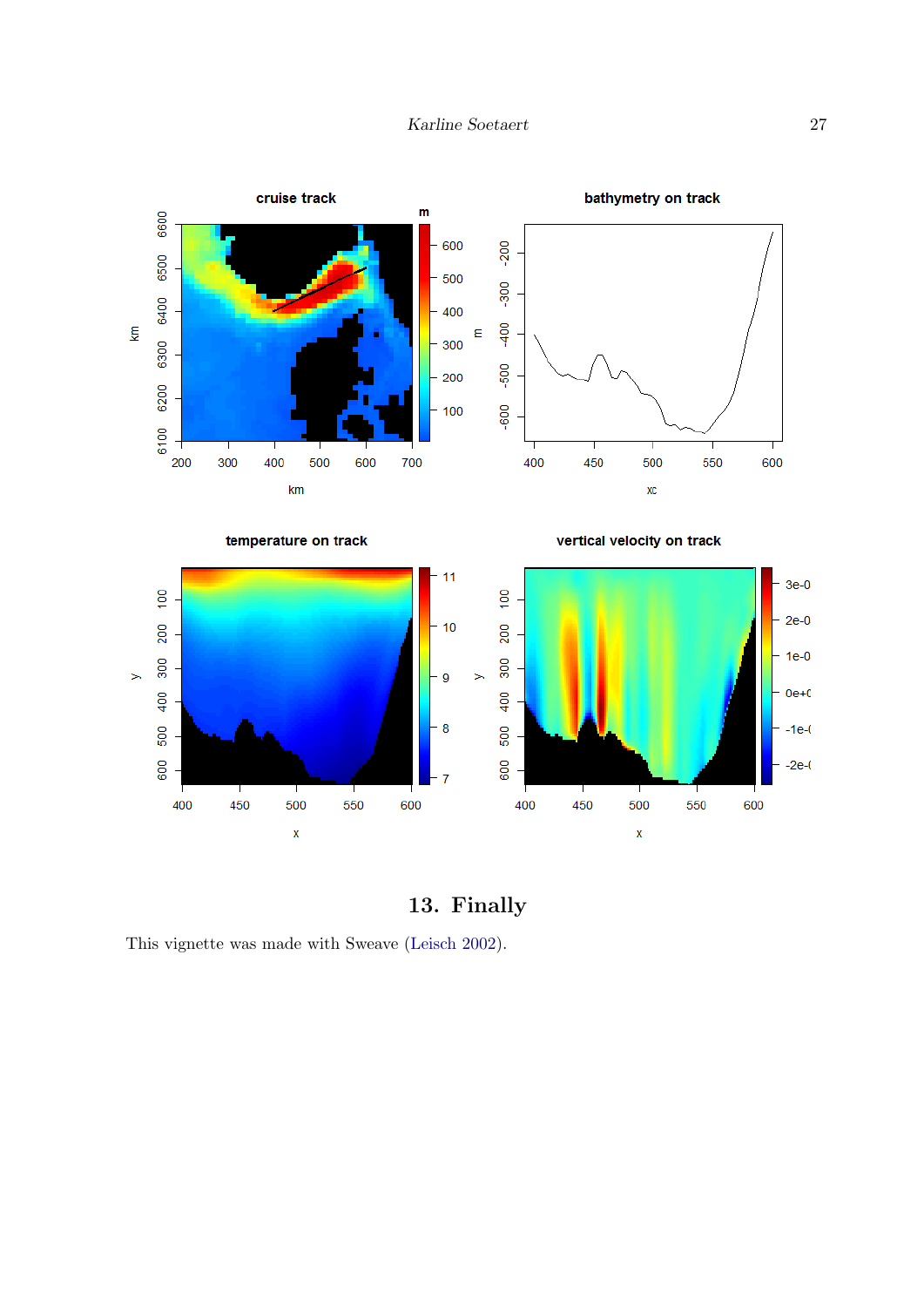## 13. Finally

This vignette was made with Sweave (Leisch 2002).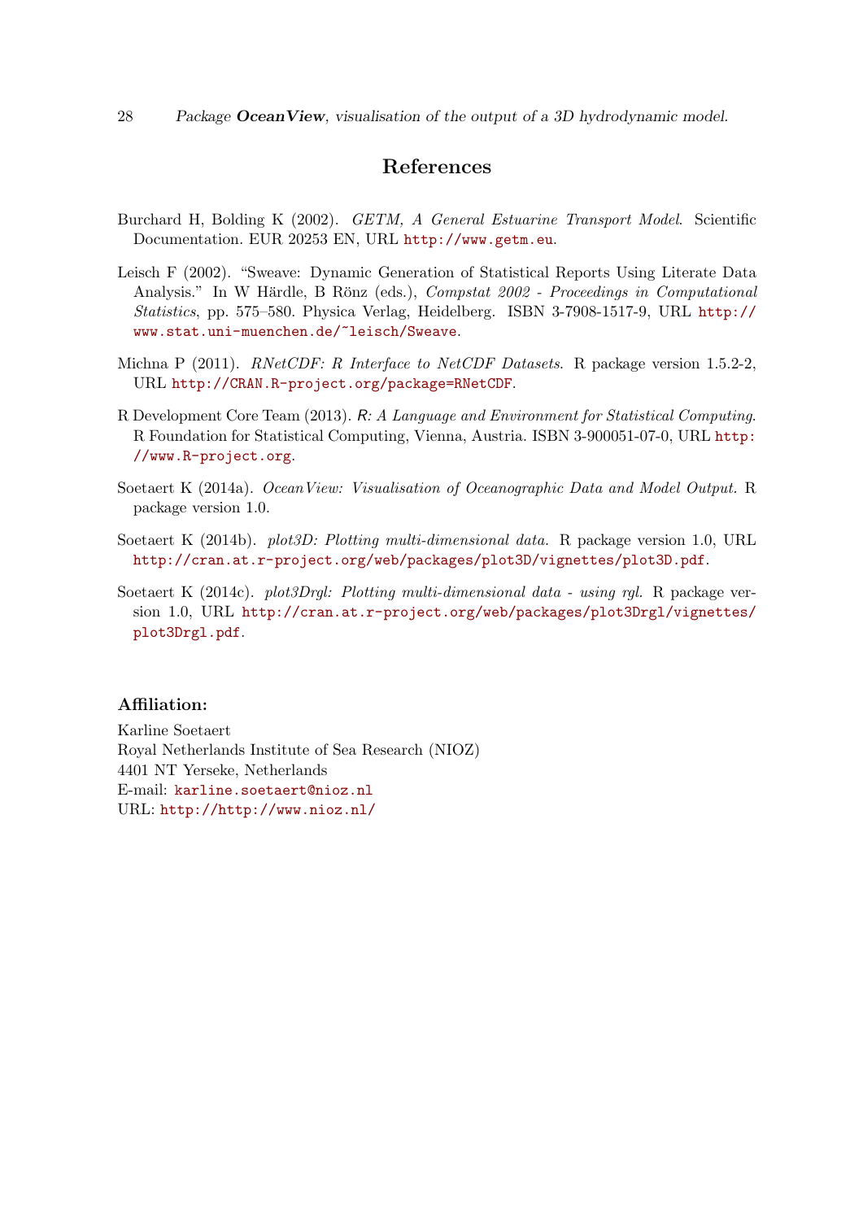## References

Burchard H, Bolding K (2002). *GETM, A General Estuarine Transport Model*. Scientific Documentation. EUR 20253 EN, URL http://www.getm.eu.

Leisch F (2002). "Sweave: Dynamic Generation of Statistical Reports Using Literate Data Analysis." In W Härdle, B Rönz (eds.), *Compstat 2002 - Proceedings in Computational Statistics*, pp. 575–580. Physica Verlag, Heidelberg. ISBN 3-7908-1517-9, URL http://www.stat.uni-muenchen.de/~leisch/Sweave.

Michna P (2011). *RNetCDF: R Interface to NetCDF Datasets*. R package version 1.5.2-2, URL http://CRAN.R-project.org/package=RNetCDF.

R Development Core Team (2013). *R: A Language and Environment for Statistical Computing*. R Foundation for Statistical Computing, Vienna, Austria. ISBN 3-900051-07-0, URL http://www.R-project.org.

Soetaert K (2014a). *OceanView: Visualisation of Oceanographic Data and Model Output.* R package version 1.0.

Soetaert K (2014b). *plot3D: Plotting multi-dimensional data.* R package version 1.0, URL http://cran.at.r-project.org/web/packages/plot3D/vignettes/plot3D.pdf.

Soetaert K (2014c). *plot3Drgl: Plotting multi-dimensional data - using rgl.* R package version 1.0, URL http://cran.at.r-project.org/web/packages/plot3Drgl/vignettes/plot3Drgl.pdf.

### Affiliation:

Karline Soetaert
Royal Netherlands Institute of Sea Research (NIOZ)
4401 NT Yerseke, Netherlands
E-mail: karline.soetaert@nioz.nl
URL: http://http://www.nioz.nl/